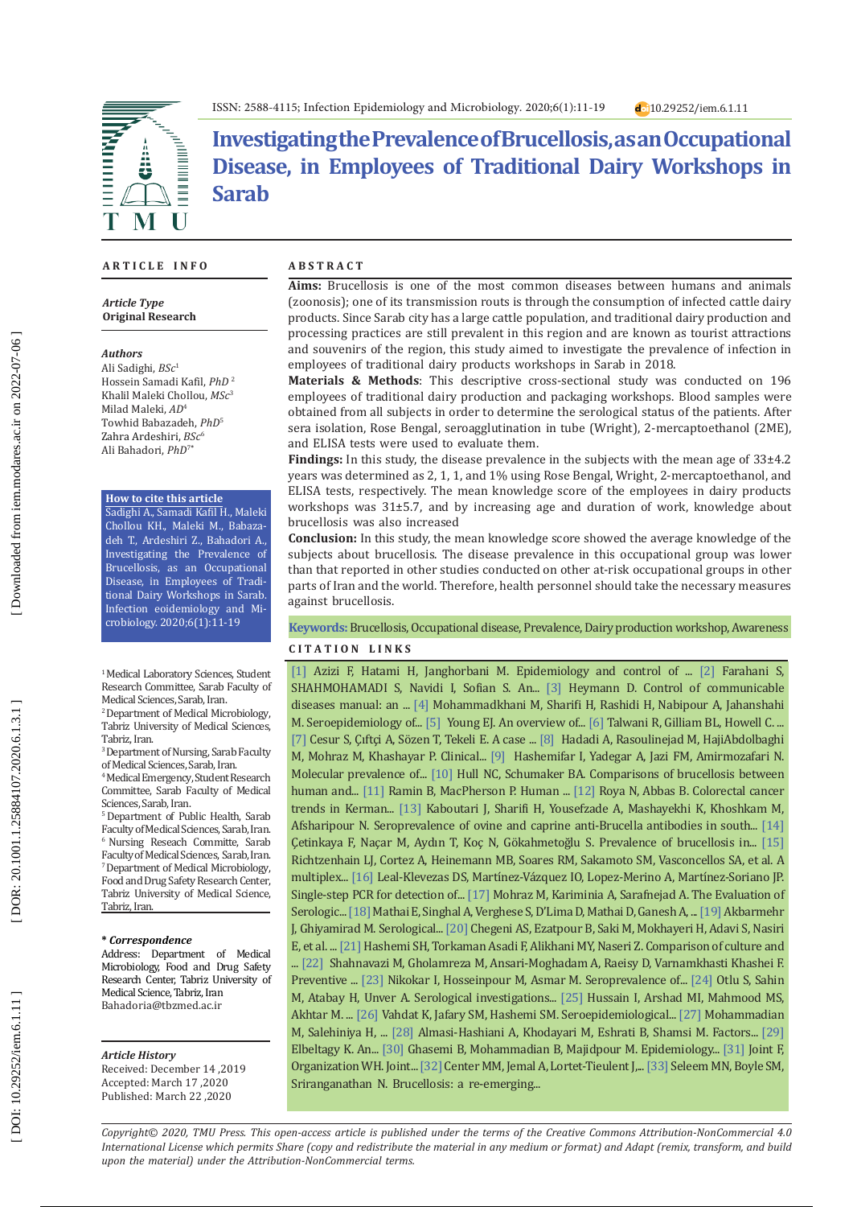ISSN: 2588-4115; Infection Epidemiology and Microbiology. 2020;6(1):11-19 10.29252/iem.6.1.11

# Investigating the Prevalence of Brucellosis, as an Occupational Disease, in Employees of Traditional Dairy Workshops in Sarab

## ARTICLE INFO

***Article Type***
**Original Research**

***Authors***
Ali Sadighi, *BSc*[1]
Hossein Samadi Kafil, *PhD*[2]
Khalil Maleki Chollou, *MSc*[3]
Milad Maleki, *AD*[4]
Towhid Babazadeh, *PhD*[5]
Zahra Ardeshiri, *BSc*[6]
Ali Bahadori, *PhD*[7*]

**How to cite this article**
Sadighi A., Samadi Kafil H., Maleki Chollou KH., Maleki M., Babazadeh T., Ardeshiri Z., Bahadori A., Investigating the Prevalence of Brucellosis, as an Occupational Disease, in Employees of Traditional Dairy Workshops in Sarab. Infection eoidemiology and Microbiology. 2020;6(1):11-19

[1] Medical Laboratory Sciences, Student Research Committee, Sarab Faculty of Medical Sciences, Sarab, Iran.
[2] Department of Medical Microbiology, Tabriz University of Medical Sciences, Tabriz, Iran.
[3] Department of Nursing, Sarab Faculty of Medical Sciences, Sarab, Iran.
[4] Medical Emergency, Student Research Committee, Sarab Faculty of Medical Sciences, Sarab, Iran.
[5] Department of Public Health, Sarab Faculty of Medical Sciences, Sarab, Iran.
[6] Nursing Research Committe, Sarab Faculty of Medical Sciences, Sarab, Iran.
[7] Department of Medical Microbiology, Food and Drug Safety Research Center, Tabriz University of Medical Science, Tabriz, Iran.

***\* Correspondence***
Address: Department of Medical Microbiology, Food and Drug Safety Research Center, Tabriz University of Medical Science, Tabriz, Iran
Bahadoria@tbzmed.ac.ir

***Article History***
Received: December 14 ,2019
Accepted: March 17 ,2020
Published: March 22 ,2020

## ABSTRACT

**Aims:** Brucellosis is one of the most common diseases between humans and animals (zoonosis); one of its transmission routs is through the consumption of infected cattle dairy products. Since Sarab city has a large cattle population, and traditional dairy production and processing practices are still prevalent in this region and are known as tourist attractions and souvenirs of the region, this study aimed to investigate the prevalence of infection in employees of traditional dairy products workshops in Sarab in 2018.

**Materials & Methods**: This descriptive cross-sectional study was conducted on 196 employees of traditional dairy production and packaging workshops. Blood samples were obtained from all subjects in order to determine the serological status of the patients. After sera isolation, Rose Bengal, seroagglutination in tube (Wright), 2-mercaptoethanol (2ME), and ELISA tests were used to evaluate them.

**Findings:** In this study, the disease prevalence in the subjects with the mean age of 33±4.2 years was determined as 2, 1, 1, and 1% using Rose Bengal, Wright, 2-mercaptoethanol, and ELISA tests, respectively. The mean knowledge score of the employees in dairy products workshops was 31±5.7, and by increasing age and duration of work, knowledge about brucellosis was also increased

**Conclusion:** In this study, the mean knowledge score showed the average knowledge of the subjects about brucellosis. The disease prevalence in this occupational group was lower than that reported in other studies conducted on other at-risk occupational groups in other parts of Iran and the world. Therefore, health personnel should take the necessary measures against brucellosis.

**Keywords:** Brucellosis, Occupational disease, Prevalence, Dairy production workshop, Awareness

## CITATION LINKS

[1] Azizi F, Hatami H, Janghorbani M. Epidemiology and control of ... [2] Farahani S, SHAHMOHAMADI S, Navidi I, Sofian S. An... [3] Heymann D. Control of communicable diseases manual: an ... [4] Mohammadkhani M, Sharifi H, Rashidi H, Nabipour A, Jahanshahi M. Seroepidemiology of... [5] Young EJ. An overview of... [6] Talwani R, Gilliam BL, Howell C. ... [7] Cesur S, Çıftçi A, Sözen T, Tekeli E. A case ... [8] Hadadi A, Rasoulinejad M, HajiAbdolbaghi M, Mohraz M, Khashayar P. Clinical... [9] Hashemifar I, Yadegar A, Jazi FM, Amirmozafari N. Molecular prevalence of... [10] Hull NC, Schumaker BA. Comparisons of brucellosis between human and... [11] Ramin B, MacPherson P. Human ... [12] Roya N, Abbas B. Colorectal cancer trends in Kerman... [13] Kaboutari J, Sharifi H, Yousefzade A, Mashayekhi K, Khoshkam M, Afsharipour N. Seroprevalence of ovine and caprine anti-Brucella antibodies in south... [14] Çetinkaya F, Naçar M, Aydın T, Koç N, Gökahmetoğlu S. Prevalence of brucellosis in... [15] Richtzenhain LJ, Cortez A, Heinemann MB, Soares RM, Sakamoto SM, Vasconcellos SA, et al. A multiplex... [16] Leal-Klevezas DS, Martínez-Vázquez IO, Lopez-Merino A, Martínez-Soriano JP. Single-step PCR for detection of... [17] Mohraz M, Kariminia A, Sarafnejad A. The Evaluation of Serologic... [18] Mathai E, Singhal A, Verghese S, D'Lima D, Mathai D, Ganesh A, ... [19] Akbarmehr J, Ghiyamirad M. Serological... [20] Chegeni AS, Ezatpour B, Saki M, Mokhayeri H, Adavi S, Nasiri E, et al. ... [21] Hashemi SH, Torkaman Asadi F, Alikhani MY, Naseri Z. Comparison of culture and ... [22] Shahnavazi M, Gholamreza M, Ansari-Moghadam A, Raeisy D, Varnamkhasti Khashei F. Preventive ... [23] Nikokar I, Hosseinpour M, Asmar M. Seroprevalence of... [24] Otlu S, Sahin M, Atabay H, Unver A. Serological investigations... [25] Hussain I, Arshad MI, Mahmood MS, Akhtar M. ... [26] Vahdat K, Jafary SM, Hashemi SM. Seroepidemiological... [27] Mohammadian M, Salehiniya H, ... [28] Almasi-Hashiani A, Khodayari M, Eshrati B, Shamsi M. Factors... [29] Elbeltagy K. An... [30] Ghasemi B, Mohammadian B, Majidpour M. Epidemiology... [31] Joint F, Organization WH. Joint... [32] Center MM, Jemal A, Lortet-Tieulent J,... [33] Seleem MN, Boyle SM, Sriranganathan N. Brucellosis: a re-emerging...

*Copyright© 2020, TMU Press. This open-access article is published under the terms of the Creative Commons Attribution-NonCommercial 4.0 International License which permits Share (copy and redistribute the material in any medium or format) and Adapt (remix, transform, and build upon the material) under the Attribution-NonCommercial terms.*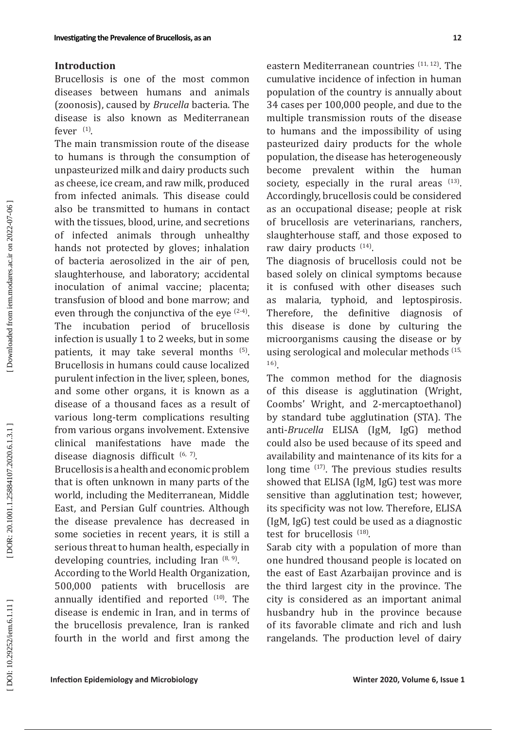## Introduction

Brucellosis is one of the most common diseases between humans and animals (zoonosis), caused by *Brucella* bacteria. The disease is also known as Mediterranean fever [1].

The main transmission route of the disease to humans is through the consumption of unpasteurized milk and dairy products such as cheese, ice cream, and raw milk, produced from infected animals. This disease could also be transmitted to humans in contact with the tissues, blood, urine, and secretions of infected animals through unhealthy hands not protected by gloves; inhalation of bacteria aerosolized in the air of pen, slaughterhouse, and laboratory; accidental inoculation of animal vaccine; placenta; transfusion of blood and bone marrow; and even through the conjunctiva of the eye [2-4]. The incubation period of brucellosis infection is usually 1 to 2 weeks, but in some patients, it may take several months [5]. Brucellosis in humans could cause localized purulent infection in the liver, spleen, bones, and some other organs, it is known as a disease of a thousand faces as a result of various long-term complications resulting from various organs involvement. Extensive clinical manifestations have made the disease diagnosis difficult [6, 7].

Brucellosis is a health and economic problem that is often unknown in many parts of the world, including the Mediterranean, Middle East, and Persian Gulf countries. Although the disease prevalence has decreased in some societies in recent years, it is still a serious threat to human health, especially in developing countries, including Iran [8, 9].

According to the World Health Organization, 500,000 patients with brucellosis are annually identified and reported [10]. The disease is endemic in Iran, and in terms of the brucellosis prevalence, Iran is ranked fourth in the world and first among the eastern Mediterranean countries [11, 12]. The cumulative incidence of infection in human population of the country is annually about 34 cases per 100,000 people, and due to the multiple transmission routs of the disease to humans and the impossibility of using pasteurized dairy products for the whole population, the disease has heterogeneously become prevalent within the human society, especially in the rural areas [13]. Accordingly, brucellosis could be considered as an occupational disease; people at risk of brucellosis are veterinarians, ranchers, slaughterhouse staff, and those exposed to raw dairy products [14].

The diagnosis of brucellosis could not be based solely on clinical symptoms because it is confused with other diseases such as malaria, typhoid, and leptospirosis. Therefore, the definitive diagnosis of this disease is done by culturing the microorganisms causing the disease or by using serological and molecular methods [15, 16].

The common method for the diagnosis of this disease is agglutination (Wright, Coombs' Wright, and 2-mercaptoethanol) by standard tube agglutination (STA). The anti-*Brucella* ELISA (IgM, IgG) method could also be used because of its speed and availability and maintenance of its kits for a long time [17]. The previous studies results showed that ELISA (IgM, IgG) test was more sensitive than agglutination test; however, its specificity was not low. Therefore, ELISA (IgM, IgG) test could be used as a diagnostic test for brucellosis [18].

Sarab city with a population of more than one hundred thousand people is located on the east of East Azarbaijan province and is the third largest city in the province. The city is considered as an important animal husbandry hub in the province because of its favorable climate and rich and lush rangelands. The production level of dairy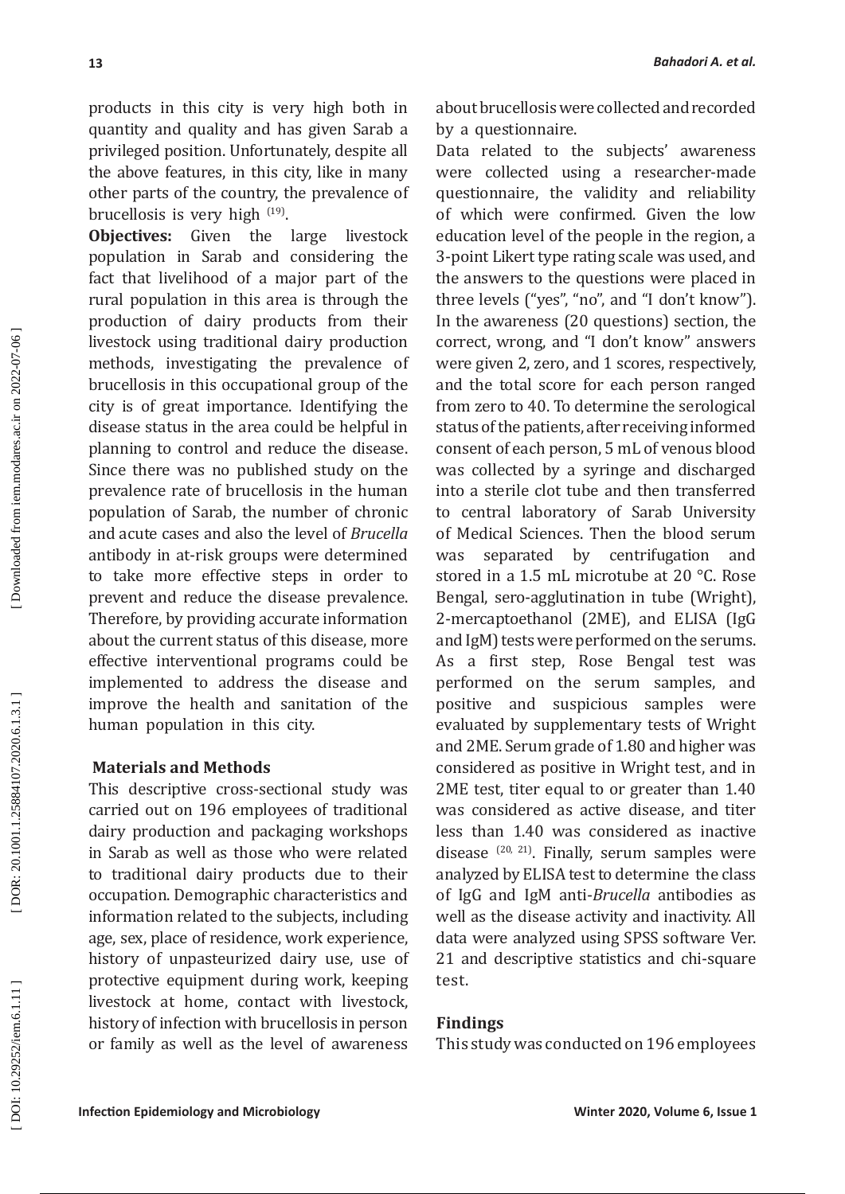products in this city is very high both in quantity and quality and has given Sarab a privileged position. Unfortunately, despite all the above features, in this city, like in many other parts of the country, the prevalence of brucellosis is very high [19].

**Objectives:** Given the large livestock population in Sarab and considering the fact that livelihood of a major part of the rural population in this area is through the production of dairy products from their livestock using traditional dairy production methods, investigating the prevalence of brucellosis in this occupational group of the city is of great importance. Identifying the disease status in the area could be helpful in planning to control and reduce the disease. Since there was no published study on the prevalence rate of brucellosis in the human population of Sarab, the number of chronic and acute cases and also the level of *Brucella* antibody in at-risk groups were determined to take more effective steps in order to prevent and reduce the disease prevalence. Therefore, by providing accurate information about the current status of this disease, more effective interventional programs could be implemented to address the disease and improve the health and sanitation of the human population in this city.

## Materials and Methods

This descriptive cross-sectional study was carried out on 196 employees of traditional dairy production and packaging workshops in Sarab as well as those who were related to traditional dairy products due to their occupation. Demographic characteristics and information related to the subjects, including age, sex, place of residence, work experience, history of unpasteurized dairy use, use of protective equipment during work, keeping livestock at home, contact with livestock, history of infection with brucellosis in person or family as well as the level of awareness about brucellosis were collected and recorded by a questionnaire.

Data related to the subjects' awareness were collected using a researcher-made questionnaire, the validity and reliability of which were confirmed. Given the low education level of the people in the region, a 3-point Likert type rating scale was used, and the answers to the questions were placed in three levels ("yes", "no", and "I don't know"). In the awareness (20 questions) section, the correct, wrong, and "I don't know" answers were given 2, zero, and 1 scores, respectively, and the total score for each person ranged from zero to 40. To determine the serological status of the patients, after receiving informed consent of each person, 5 mL of venous blood was collected by a syringe and discharged into a sterile clot tube and then transferred to central laboratory of Sarab University of Medical Sciences. Then the blood serum was separated by centrifugation and stored in a 1.5 mL microtube at 20 °C. Rose Bengal, sero-agglutination in tube (Wright), 2-mercaptoethanol (2ME), and ELISA (IgG and IgM) tests were performed on the serums. As a first step, Rose Bengal test was performed on the serum samples, and positive and suspicious samples were evaluated by supplementary tests of Wright and 2ME. Serum grade of 1.80 and higher was considered as positive in Wright test, and in 2ME test, titer equal to or greater than 1.40 was considered as active disease, and titer less than 1.40 was considered as inactive disease [20, 21]. Finally, serum samples were analyzed by ELISA test to determine the class of IgG and IgM anti-*Brucella* antibodies as well as the disease activity and inactivity. All data were analyzed using SPSS software Ver. 21 and descriptive statistics and chi-square test.

## Findings

This study was conducted on 196 employees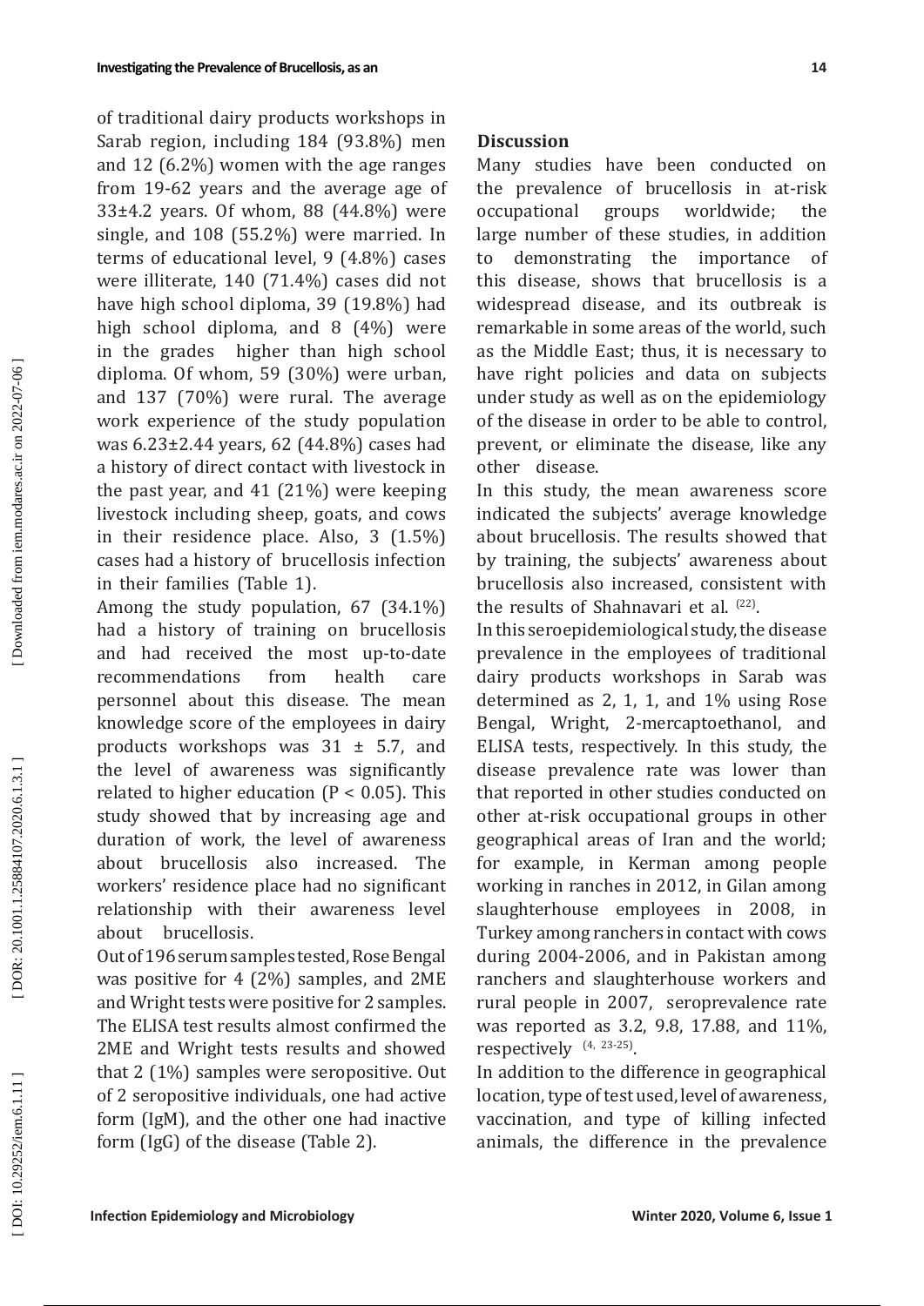of traditional dairy products workshops in Sarab region, including 184 (93.8%) men and 12 (6.2%) women with the age ranges from 19-62 years and the average age of 33±4.2 years. Of whom, 88 (44.8%) were single, and 108 (55.2%) were married. In terms of educational level, 9 (4.8%) cases were illiterate, 140 (71.4%) cases did not have high school diploma, 39 (19.8%) had high school diploma, and 8 (4%) were in the grades higher than high school diploma. Of whom, 59 (30%) were urban, and 137 (70%) were rural. The average work experience of the study population was 6.23±2.44 years, 62 (44.8%) cases had a history of direct contact with livestock in the past year, and 41 (21%) were keeping livestock including sheep, goats, and cows in their residence place. Also, 3 (1.5%) cases had a history of brucellosis infection in their families (Table 1).

Among the study population, 67 (34.1%) had a history of training on brucellosis and had received the most up-to-date recommendations from health care personnel about this disease. The mean knowledge score of the employees in dairy products workshops was 31 ± 5.7, and the level of awareness was significantly related to higher education ($P < 0.05$). This study showed that by increasing age and duration of work, the level of awareness about brucellosis also increased. The workers' residence place had no significant relationship with their awareness level about brucellosis.

Out of 196 serum samples tested, Rose Bengal was positive for 4 (2%) samples, and 2ME and Wright tests were positive for 2 samples. The ELISA test results almost confirmed the 2ME and Wright tests results and showed that 2 (1%) samples were seropositive. Out of 2 seropositive individuals, one had active form (IgM), and the other one had inactive form (IgG) of the disease (Table 2).

## Discussion

Many studies have been conducted on the prevalence of brucellosis in at-risk occupational groups worldwide; the large number of these studies, in addition to demonstrating the importance of this disease, shows that brucellosis is a widespread disease, and its outbreak is remarkable in some areas of the world, such as the Middle East; thus, it is necessary to have right policies and data on subjects under study as well as on the epidemiology of the disease in order to be able to control, prevent, or eliminate the disease, like any other disease.

In this study, the mean awareness score indicated the subjects' average knowledge about brucellosis. The results showed that by training, the subjects' awareness about brucellosis also increased, consistent with the results of Shahnavari et al. [22].

In this seroepidemiological study, the disease prevalence in the employees of traditional dairy products workshops in Sarab was determined as 2, 1, 1, and 1% using Rose Bengal, Wright, 2-mercaptoethanol, and ELISA tests, respectively. In this study, the disease prevalence rate was lower than that reported in other studies conducted on other at-risk occupational groups in other geographical areas of Iran and the world; for example, in Kerman among people working in ranches in 2012, in Gilan among slaughterhouse employees in 2008, in Turkey among ranchers in contact with cows during 2004-2006, and in Pakistan among ranchers and slaughterhouse workers and rural people in 2007, seroprevalence rate was reported as 3.2, 9.8, 17.88, and 11%, respectively [4, 23-25].

In addition to the difference in geographical location, type of test used, level of awareness, vaccination, and type of killing infected animals, the difference in the prevalence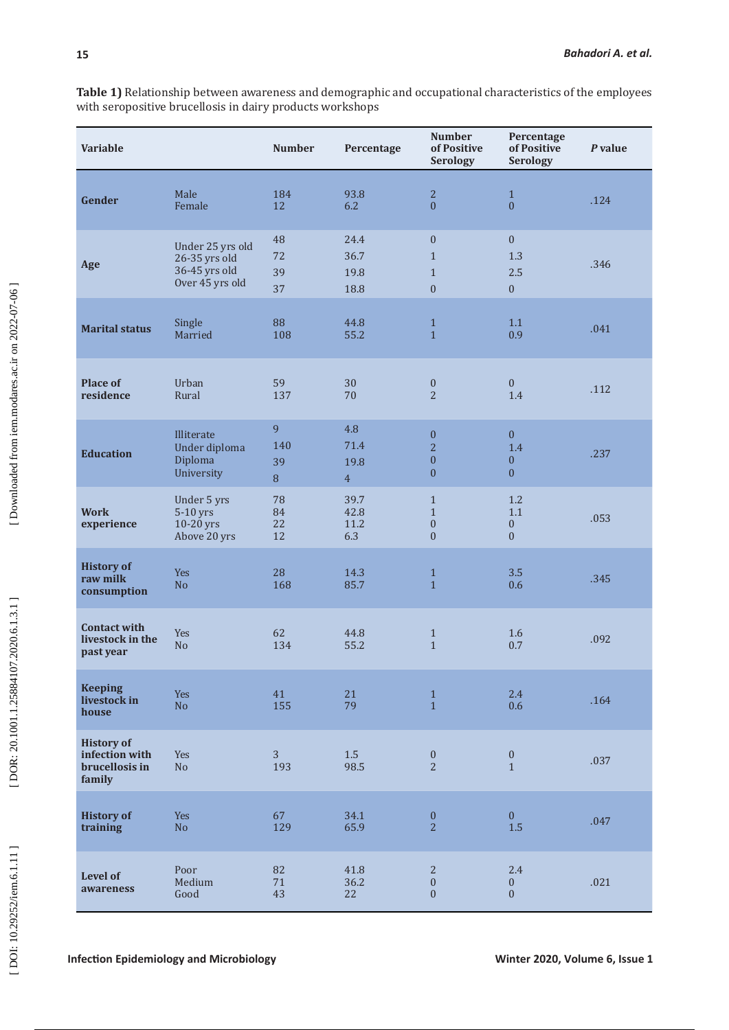**Table 1)** Relationship between awareness and demographic and occupational characteristics of the employees with seropositive brucellosis in dairy products workshops

| Variable | | Number | Percentage | Number of Positive Serology | Percentage of Positive Serology | *P* value |
|---|---|---|---|---|---|---|
| **Gender** | Male<br>Female | 184<br>12 | 93.8<br>6.2 | 2<br>0 | 1<br>0 | .124 |
| **Age** | Under 25 yrs old<br>26-35 yrs old<br>36-45 yrs old<br>Over 45 yrs old | 48<br>72<br>39<br>37 | 24.4<br>36.7<br>19.8<br>18.8 | 0<br>1<br>1<br>0 | 0<br>1.3<br>2.5<br>0 | .346 |
| **Marital status** | Single<br>Married | 88<br>108 | 44.8<br>55.2 | 1<br>1 | 1.1<br>0.9 | .041 |
| **Place of residence** | Urban<br>Rural | 59<br>137 | 30<br>70 | 0<br>2 | 0<br>1.4 | .112 |
| **Education** | Illiterate<br>Under diploma<br>Diploma<br>University | 9<br>140<br>39<br>8 | 4.8<br>71.4<br>19.8<br>4 | 0<br>2<br>0<br>0 | 0<br>1.4<br>0<br>0 | .237 |
| **Work experience** | Under 5 yrs<br>5-10 yrs<br>10-20 yrs<br>Above 20 yrs | 78<br>84<br>22<br>12 | 39.7<br>42.8<br>11.2<br>6.3 | 1<br>1<br>0<br>0 | 1.2<br>1.1<br>0<br>0 | .053 |
| **History of raw milk consumption** | Yes<br>No | 28<br>168 | 14.3<br>85.7 | 1<br>1 | 3.5<br>0.6 | .345 |
| **Contact with livestock in the past year** | Yes<br>No | 62<br>134 | 44.8<br>55.2 | 1<br>1 | 1.6<br>0.7 | .092 |
| **Keeping livestock in house** | Yes<br>No | 41<br>155 | 21<br>79 | 1<br>1 | 2.4<br>0.6 | .164 |
| **History of infection with brucellosis in family** | Yes<br>No | 3<br>193 | 1.5<br>98.5 | 0<br>2 | 0<br>1 | .037 |
| **History of training** | Yes<br>No | 67<br>129 | 34.1<br>65.9 | 0<br>2 | 0<br>1.5 | .047 |
| **Level of awareness** | Poor<br>Medium<br>Good | 82<br>71<br>43 | 41.8<br>36.2<br>22 | 2<br>0<br>0 | 2.4<br>0<br>0 | .021 |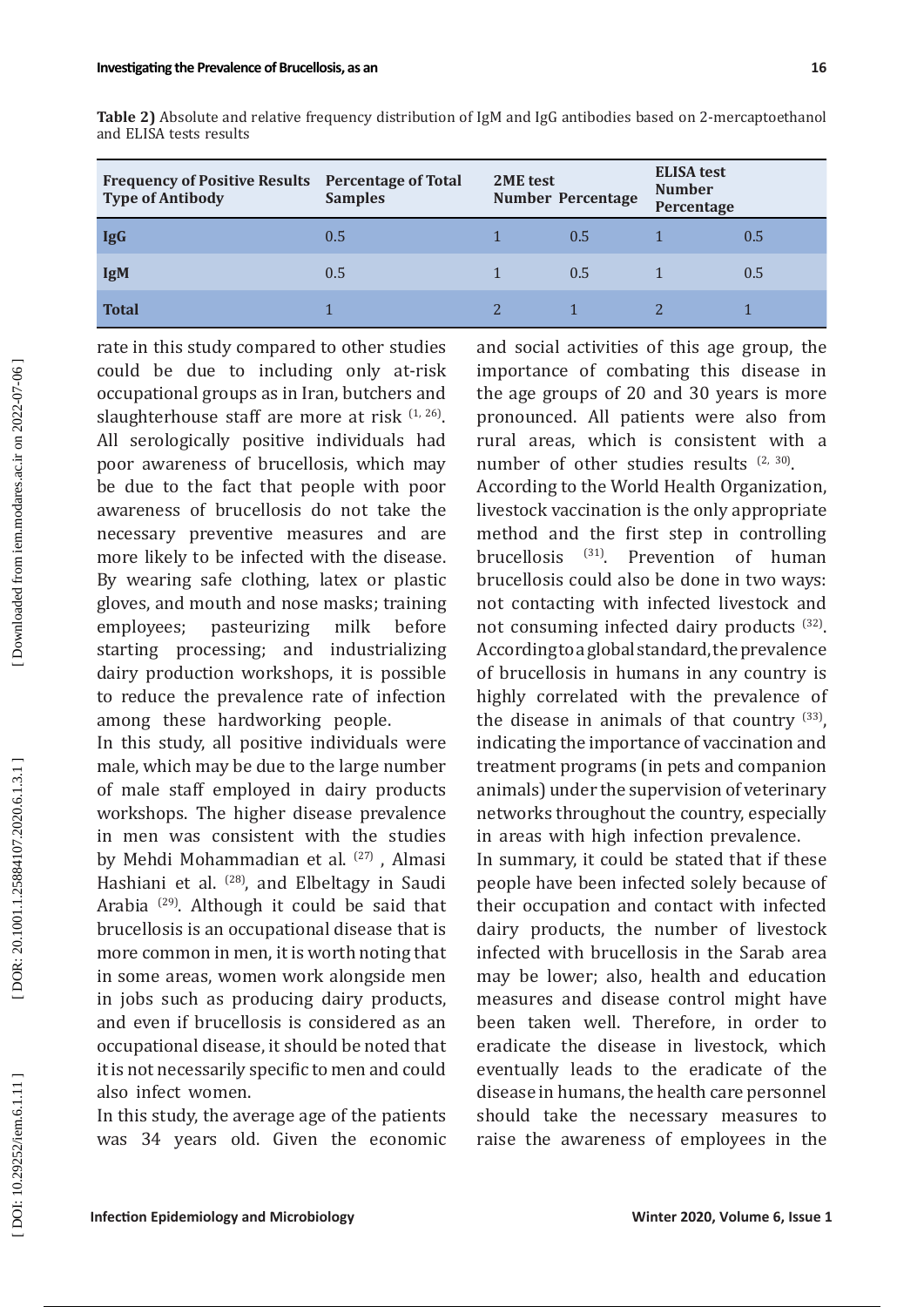**Table 2)** Absolute and relative frequency distribution of IgM and IgG antibodies based on 2-mercaptoethanol and ELISA tests results

| Frequency of Positive Results Type of Antibody | Percentage of Total Samples | 2ME test Number | Percentage | ELISA test Number | Percentage |
|---|---|---|---|---|---|
| **IgG** | 0.5 | 1 | 0.5 | 1 | 0.5 |
| **IgM** | 0.5 | 1 | 0.5 | 1 | 0.5 |
| **Total** | 1 | 2 | 1 | 2 | 1 |

rate in this study compared to other studies could be due to including only at-risk occupational groups as in Iran, butchers and slaughterhouse staff are more at risk [1, 26]. All serologically positive individuals had poor awareness of brucellosis, which may be due to the fact that people with poor awareness of brucellosis do not take the necessary preventive measures and are more likely to be infected with the disease. By wearing safe clothing, latex or plastic gloves, and mouth and nose masks; training employees; pasteurizing milk before starting processing; and industrializing dairy production workshops, it is possible to reduce the prevalence rate of infection among these hardworking people.

In this study, all positive individuals were male, which may be due to the large number of male staff employed in dairy products workshops. The higher disease prevalence in men was consistent with the studies by Mehdi Mohammadian et al. [27] , Almasi Hashiani et al. [28], and Elbeltagy in Saudi Arabia [29]. Although it could be said that brucellosis is an occupational disease that is more common in men, it is worth noting that in some areas, women work alongside men in jobs such as producing dairy products, and even if brucellosis is considered as an occupational disease, it should be noted that it is not necessarily specific to men and could also infect women.

In this study, the average age of the patients was 34 years old. Given the economic and social activities of this age group, the importance of combating this disease in the age groups of 20 and 30 years is more pronounced. All patients were also from rural areas, which is consistent with a number of other studies results [2, 30].

According to the World Health Organization, livestock vaccination is the only appropriate method and the first step in controlling brucellosis [31]. Prevention of human brucellosis could also be done in two ways: not contacting with infected livestock and not consuming infected dairy products [32]. According to a global standard, the prevalence of brucellosis in humans in any country is highly correlated with the prevalence of the disease in animals of that country [33], indicating the importance of vaccination and treatment programs (in pets and companion animals) under the supervision of veterinary networks throughout the country, especially in areas with high infection prevalence.

In summary, it could be stated that if these people have been infected solely because of their occupation and contact with infected dairy products, the number of livestock infected with brucellosis in the Sarab area may be lower; also, health and education measures and disease control might have been taken well. Therefore, in order to eradicate the disease in livestock, which eventually leads to the eradicate of the disease in humans, the health care personnel should take the necessary measures to raise the awareness of employees in the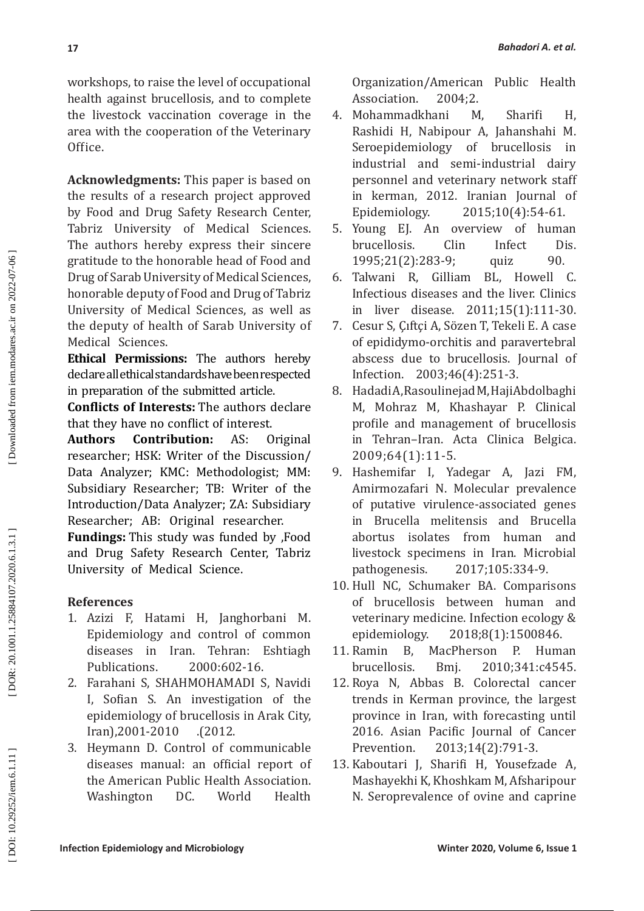workshops, to raise the level of occupational health against brucellosis, and to complete the livestock vaccination coverage in the area with the cooperation of the Veterinary Office.

**Acknowledgments:** This paper is based on the results of a research project approved by Food and Drug Safety Research Center, Tabriz University of Medical Sciences. The authors hereby express their sincere gratitude to the honorable head of Food and Drug of Sarab University of Medical Sciences, honorable deputy of Food and Drug of Tabriz University of Medical Sciences, as well as the deputy of health of Sarab University of Medical Sciences.

**Ethical Permissions:** The authors hereby declare all ethical standards have been respected in preparation of the submitted article.

**Conflicts of Interests:** The authors declare that they have no conflict of interest.

**Authors Contribution:** AS: Original researcher; HSK: Writer of the Discussion/ Data Analyzer; KMC: Methodologist; MM: Subsidiary Researcher; TB: Writer of the Introduction/Data Analyzer; ZA: Subsidiary Researcher; AB: Original researcher.

**Fundings:** This study was funded by ,Food and Drug Safety Research Center, Tabriz University of Medical Science.

## References

1. Azizi F, Hatami H, Janghorbani M. Epidemiology and control of common diseases in Iran. Tehran: Eshtiagh Publications. 2000:602-16.
2. Farahani S, SHAHMOHAMADI S, Navidi I, Sofian S. An investigation of the epidemiology of brucellosis in Arak City, Iran),2001-2010 .(2012.
3. Heymann D. Control of communicable diseases manual: an official report of the American Public Health Association. Washington DC. World Health Organization/American Public Health Association. 2004;2.
4. Mohammadkhani M, Sharifi H, Rashidi H, Nabipour A, Jahanshahi M. Seroepidemiology of brucellosis in industrial and semi-industrial dairy personnel and veterinary network staff in kerman, 2012. Iranian Journal of Epidemiology. 2015;10(4):54-61.
5. Young EJ. An overview of human brucellosis. Clin Infect Dis. 1995;21(2):283-9; quiz 90.
6. Talwani R, Gilliam BL, Howell C. Infectious diseases and the liver. Clinics in liver disease. 2011;15(1):111-30.
7. Cesur S, Çıftçi A, Sözen T, Tekeli E. A case of epididymo-orchitis and paravertebral abscess due to brucellosis. Journal of Infection. 2003;46(4):251-3.
8. Hadadi A, Rasoulinejad M, HajiAbdolbaghi M, Mohraz M, Khashayar P. Clinical profile and management of brucellosis in Tehran–Iran. Acta Clinica Belgica. 2009;64(1):11-5.
9. Hashemifar I, Yadegar A, Jazi FM, Amirmozafari N. Molecular prevalence of putative virulence-associated genes in Brucella melitensis and Brucella abortus isolates from human and livestock specimens in Iran. Microbial pathogenesis. 2017;105:334-9.
10. Hull NC, Schumaker BA. Comparisons of brucellosis between human and veterinary medicine. Infection ecology & epidemiology. 2018;8(1):1500846.
11. Ramin B, MacPherson P. Human brucellosis. Bmj. 2010;341:c4545.
12. Roya N, Abbas B. Colorectal cancer trends in Kerman province, the largest province in Iran, with forecasting until 2016. Asian Pacific Journal of Cancer Prevention. 2013;14(2):791-3.
13. Kaboutari J, Sharifi H, Yousefzade A, Mashayekhi K, Khoshkam M, Afsharipour N. Seroprevalence of ovine and caprine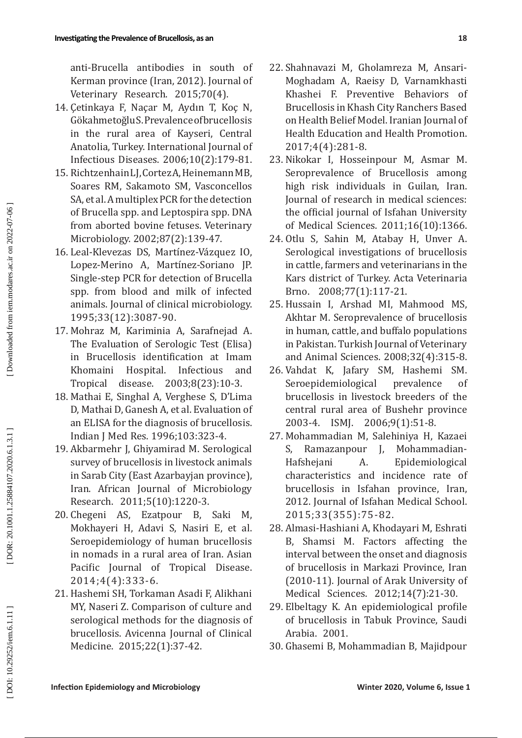anti-Brucella antibodies in south of Kerman province (Iran, 2012). Journal of Veterinary Research. 2015;70(4).

14. Çetinkaya F, Naçar M, Aydın T, Koç N, Gökahmetoğlu S. Prevalence of brucellosis in the rural area of Kayseri, Central Anatolia, Turkey. International Journal of Infectious Diseases. 2006;10(2):179-81.
15. Richtzenhain LJ, Cortez A, Heinemann MB, Soares RM, Sakamoto SM, Vasconcellos SA, et al. A multiplex PCR for the detection of Brucella spp. and Leptospira spp. DNA from aborted bovine fetuses. Veterinary Microbiology. 2002;87(2):139-47.
16. Leal-Klevezas DS, Martínez-Vázquez IO, Lopez-Merino A, Martínez-Soriano JP. Single-step PCR for detection of Brucella spp. from blood and milk of infected animals. Journal of clinical microbiology. 1995;33(12):3087-90.
17. Mohraz M, Kariminia A, Sarafnejad A. The Evaluation of Serologic Test (Elisa) in Brucellosis identification at Imam Khomaini Hospital. Infectious and Tropical disease. 2003;8(23):10-3.
18. Mathai E, Singhal A, Verghese S, D'Lima D, Mathai D, Ganesh A, et al. Evaluation of an ELISA for the diagnosis of brucellosis. Indian J Med Res. 1996;103:323-4.
19. Akbarmehr J, Ghiyamirad M. Serological survey of brucellosis in livestock animals in Sarab City (East Azarbayjan province), Iran. African Journal of Microbiology Research. 2011;5(10):1220-3.
20. Chegeni AS, Ezatpour B, Saki M, Mokhayeri H, Adavi S, Nasiri E, et al. Seroepidemiology of human brucellosis in nomads in a rural area of Iran. Asian Pacific Journal of Tropical Disease. 2014;4(4):333-6.
21. Hashemi SH, Torkaman Asadi F, Alikhani MY, Naseri Z. Comparison of culture and serological methods for the diagnosis of brucellosis. Avicenna Journal of Clinical Medicine. 2015;22(1):37-42.
22. Shahnavazi M, Gholamreza M, Ansari-Moghadam A, Raeisy D, Varnamkhasti Khashei F. Preventive Behaviors of Brucellosis in Khash City Ranchers Based on Health Belief Model. Iranian Journal of Health Education and Health Promotion. 2017;4(4):281-8.
23. Nikokar I, Hosseinpour M, Asmar M. Seroprevalence of Brucellosis among high risk individuals in Guilan, Iran. Journal of research in medical sciences: the official journal of Isfahan University of Medical Sciences. 2011;16(10):1366.
24. Otlu S, Sahin M, Atabay H, Unver A. Serological investigations of brucellosis in cattle, farmers and veterinarians in the Kars district of Turkey. Acta Veterinaria Brno. 2008;77(1):117-21.
25. Hussain I, Arshad MI, Mahmood MS, Akhtar M. Seroprevalence of brucellosis in human, cattle, and buffalo populations in Pakistan. Turkish Journal of Veterinary and Animal Sciences. 2008;32(4):315-8.
26. Vahdat K, Jafary SM, Hashemi SM. Seroepidemiological prevalence of brucellosis in livestock breeders of the central rural area of Bushehr province 2003-4. ISMJ. 2006;9(1):51-8.
27. Mohammadian M, Salehiniya H, Kazaei S, Ramazanpour J, Mohammadian-Hafshejani A. Epidemiological characteristics and incidence rate of brucellosis in Isfahan province, Iran, 2012. Journal of Isfahan Medical School. 2015;33(355):75-82.
28. Almasi-Hashiani A, Khodayari M, Eshrati B, Shamsi M. Factors affecting the interval between the onset and diagnosis of brucellosis in Markazi Province, Iran (2010-11). Journal of Arak University of Medical Sciences. 2012;14(7):21-30.
29. Elbeltagy K. An epidemiological profile of brucellosis in Tabuk Province, Saudi Arabia. 2001.
30. Ghasemi B, Mohammadian B, Majidpour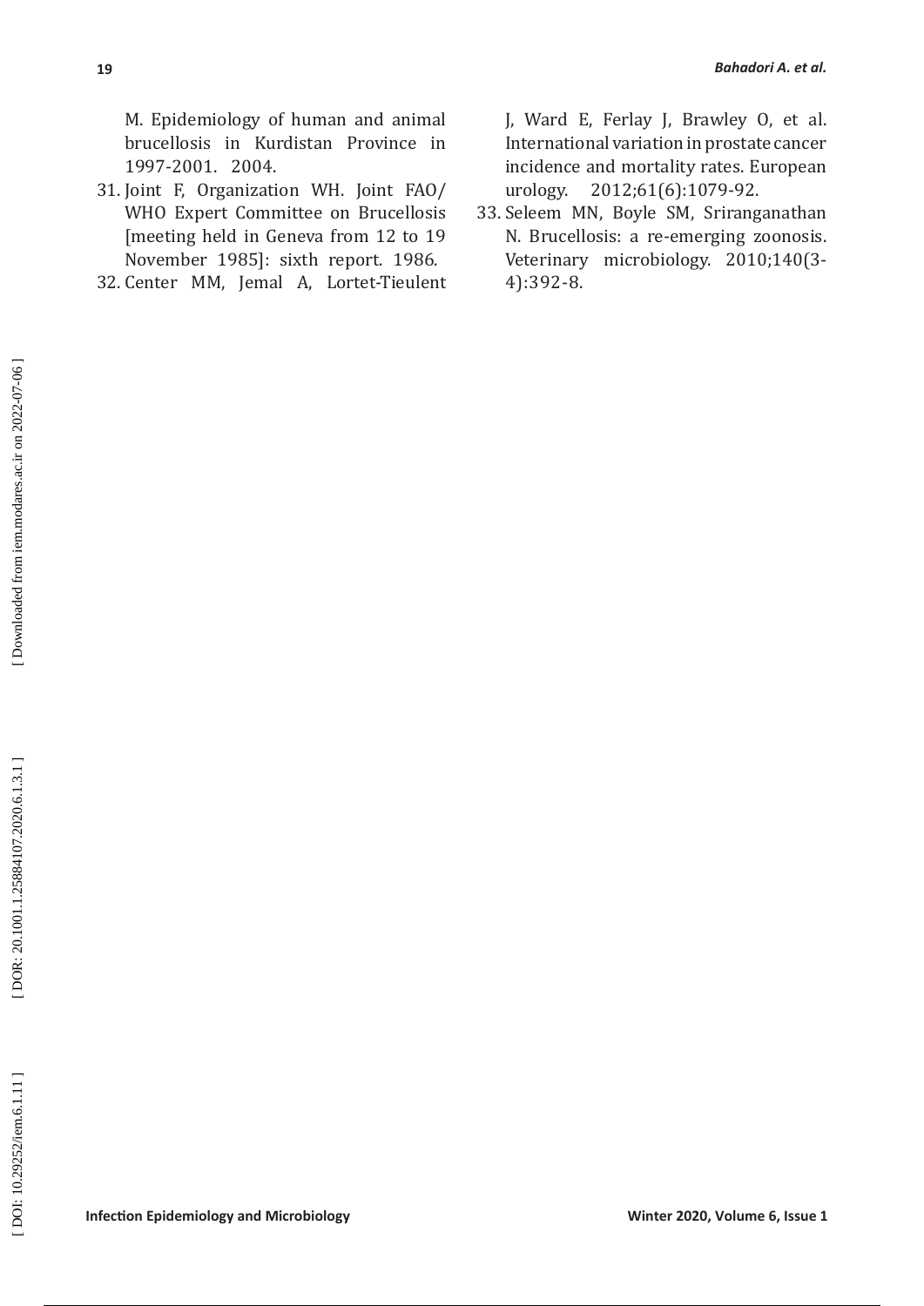M. Epidemiology of human and animal brucellosis in Kurdistan Province in 1997-2001. 2004.

31. Joint F, Organization WH. Joint FAO/WHO Expert Committee on Brucellosis [meeting held in Geneva from 12 to 19 November 1985]: sixth report. 1986.
32. Center MM, Jemal A, Lortet-Tieulent J, Ward E, Ferlay J, Brawley O, et al. International variation in prostate cancer incidence and mortality rates. European urology. 2012;61(6):1079-92.
33. Seleem MN, Boyle SM, Sriranganathan N. Brucellosis: a re-emerging zoonosis. Veterinary microbiology. 2010;140(3-4):392-8.